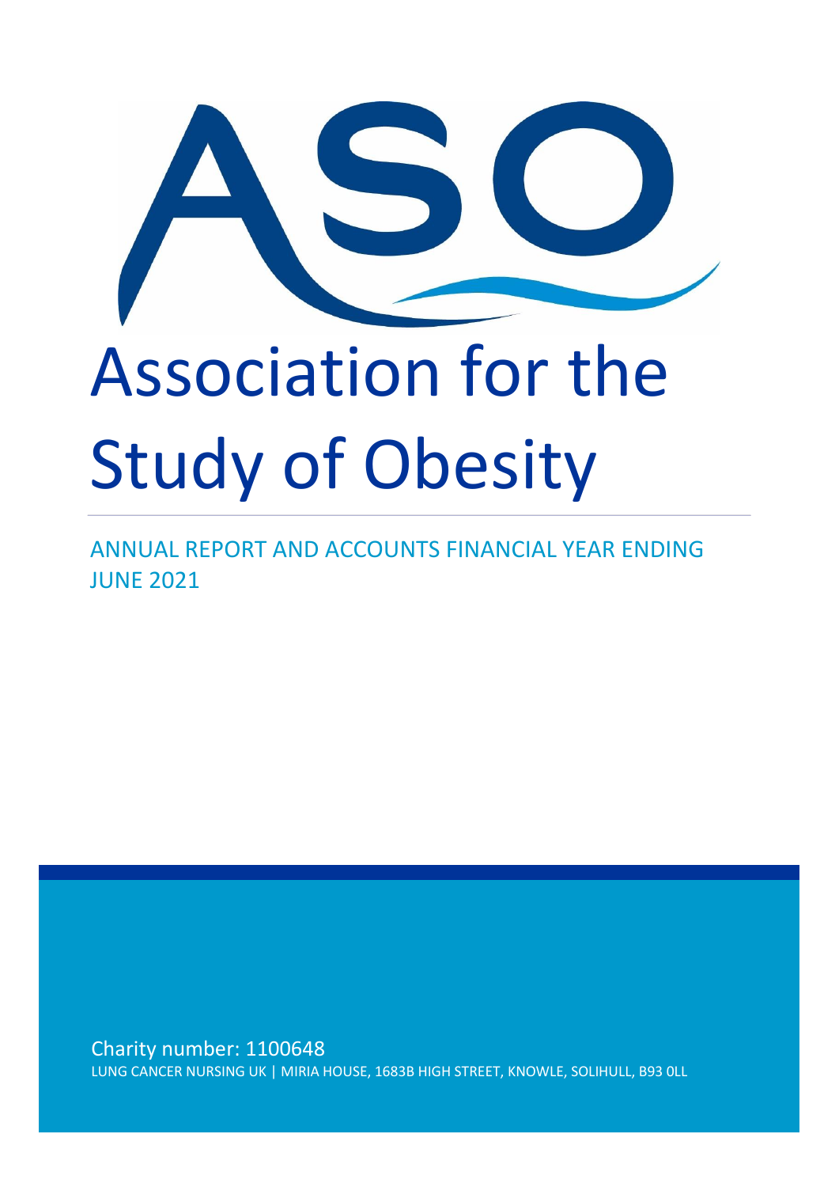ASO

# Association for the Study of Obesity

ANNUAL REPORT AND ACCOUNTS FINANCIAL YEAR ENDING JUNE 2021

Charity number: 1100648

LUNG CANCER NURSING UK | MIRIA HOUSE, 1683B HIGH STREET, KNOWLE, SOLIHULL, B93 0LL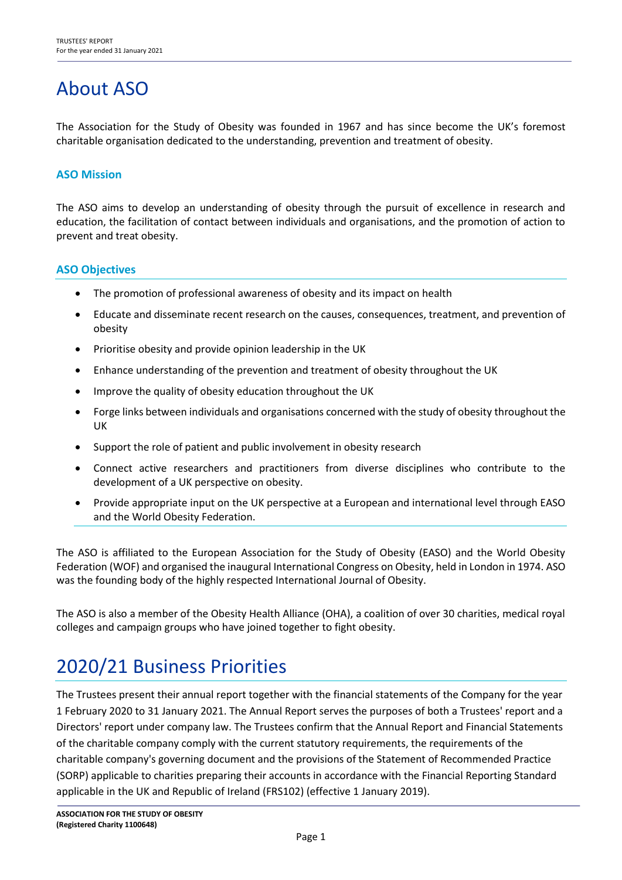# About ASO

The Association for the Study of Obesity was founded in 1967 and has since become the UK's foremost charitable organisation dedicated to the understanding, prevention and treatment of obesity.

### ASO Mission

The ASO aims to develop an understanding of obesity through the pursuit of excellence in research and education, the facilitation of contact between individuals and organisations, and the promotion of action to prevent and treat obesity.

### ASO Objectives

- The promotion of professional awareness of obesity and its impact on health
- Educate and disseminate recent research on the causes, consequences, treatment, and prevention of obesity
- Prioritise obesity and provide opinion leadership in the UK
- Enhance understanding of the prevention and treatment of obesity throughout the UK
- Improve the quality of obesity education throughout the UK
- Forge links between individuals and organisations concerned with the study of obesity throughout the UK
- Support the role of patient and public involvement in obesity research
- Connect active researchers and practitioners from diverse disciplines who contribute to the development of a UK perspective on obesity.
- Provide appropriate input on the UK perspective at a European and international level through EASO and the World Obesity Federation.

The ASO is affiliated to the European Association for the Study of Obesity (EASO) and the World Obesity Federation (WOF) and organised the inaugural International Congress on Obesity, held in London in 1974. ASO was the founding body of the highly respected International Journal of Obesity.

The ASO is also a member of the Obesity Health Alliance (OHA), a coalition of over 30 charities, medical royal colleges and campaign groups who have joined together to fight obesity.

# 2020/21 Business Priorities

The Trustees present their annual report together with the financial statements of the Company for the year 1 February 2020 to 31 January 2021. The Annual Report serves the purposes of both a Trustees' report and a Directors' report under company law. The Trustees confirm that the Annual Report and Financial Statements of the charitable company comply with the current statutory requirements, the requirements of the charitable company's governing document and the provisions of the Statement of Recommended Practice (SORP) applicable to charities preparing their accounts in accordance with the Financial Reporting Standard applicable in the UK and Republic of Ireland (FRS102) (effective 1 January 2019).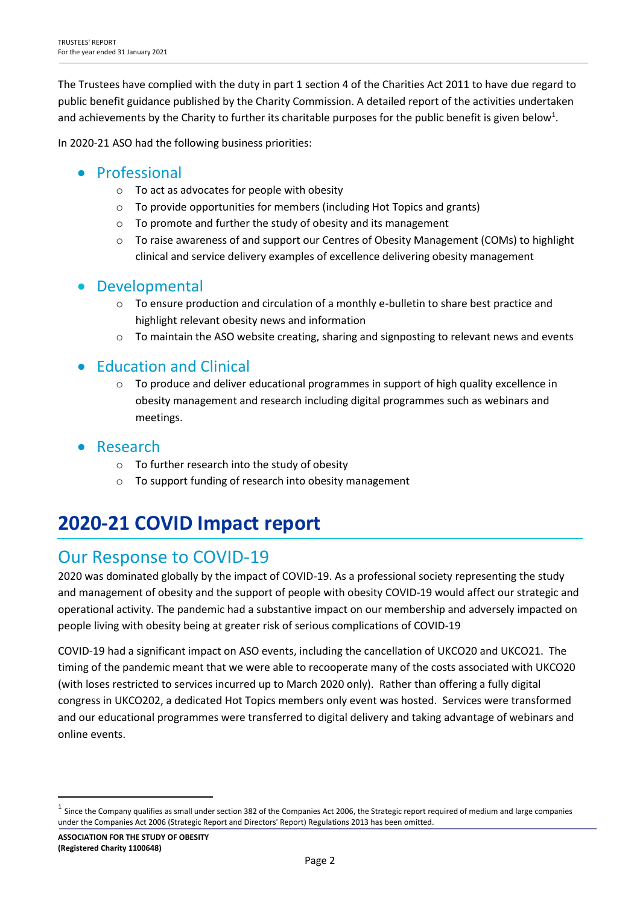The Trustees have complied with the duty in part 1 section 4 of the Charities Act 2011 to have due regard to public benefit guidance published by the Charity Commission. A detailed report of the activities undertaken and achievements by the Charity to further its charitable purposes for the public benefit is given below[1].

In 2020-21 ASO had the following business priorities:

- Professional
  - To act as advocates for people with obesity
  - To provide opportunities for members (including Hot Topics and grants)
  - To promote and further the study of obesity and its management
  - To raise awareness of and support our Centres of Obesity Management (COMs) to highlight clinical and service delivery examples of excellence delivering obesity management
- Developmental
  - To ensure production and circulation of a monthly e-bulletin to share best practice and highlight relevant obesity news and information
  - To maintain the ASO website creating, sharing and signposting to relevant news and events
- Education and Clinical
  - To produce and deliver educational programmes in support of high quality excellence in obesity management and research including digital programmes such as webinars and meetings.
- Research
  - To further research into the study of obesity
  - To support funding of research into obesity management

# 2020-21 COVID Impact report

## Our Response to COVID-19

2020 was dominated globally by the impact of COVID-19. As a professional society representing the study and management of obesity and the support of people with obesity COVID-19 would affect our strategic and operational activity. The pandemic had a substantive impact on our membership and adversely impacted on people living with obesity being at greater risk of serious complications of COVID-19

COVID-19 had a significant impact on ASO events, including the cancellation of UKCO20 and UKCO21. The timing of the pandemic meant that we were able to recooperate many of the costs associated with UKCO20 (with loses restricted to services incurred up to March 2020 only). Rather than offering a fully digital congress in UKCO202, a dedicated Hot Topics members only event was hosted. Services were transformed and our educational programmes were transferred to digital delivery and taking advantage of webinars and online events.

---

[1] Since the Company qualifies as small under section 382 of the Companies Act 2006, the Strategic report required of medium and large companies under the Companies Act 2006 (Strategic Report and Directors' Report) Regulations 2013 has been omitted.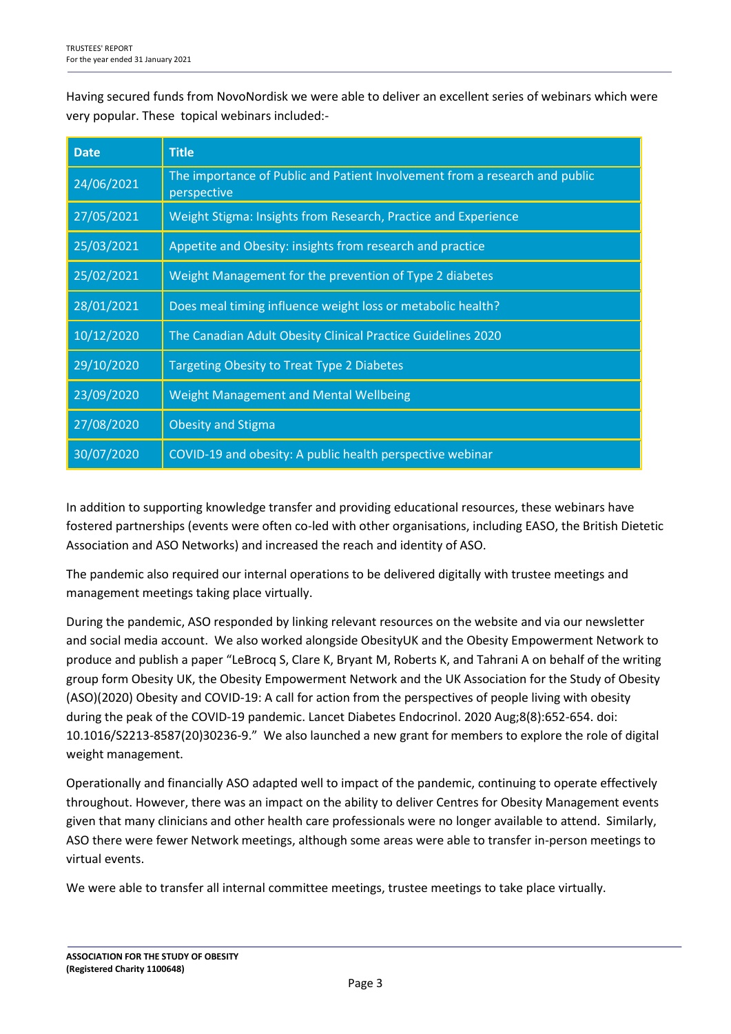Having secured funds from NovoNordisk we were able to deliver an excellent series of webinars which were very popular. These topical webinars included:-

| Date | Title |
|---|---|
| 24/06/2021 | The importance of Public and Patient Involvement from a research and public perspective |
| 27/05/2021 | Weight Stigma: Insights from Research, Practice and Experience |
| 25/03/2021 | Appetite and Obesity: insights from research and practice |
| 25/02/2021 | Weight Management for the prevention of Type 2 diabetes |
| 28/01/2021 | Does meal timing influence weight loss or metabolic health? |
| 10/12/2020 | The Canadian Adult Obesity Clinical Practice Guidelines 2020 |
| 29/10/2020 | Targeting Obesity to Treat Type 2 Diabetes |
| 23/09/2020 | Weight Management and Mental Wellbeing |
| 27/08/2020 | Obesity and Stigma |
| 30/07/2020 | COVID-19 and obesity: A public health perspective webinar |

In addition to supporting knowledge transfer and providing educational resources, these webinars have fostered partnerships (events were often co-led with other organisations, including EASO, the British Dietetic Association and ASO Networks) and increased the reach and identity of ASO.

The pandemic also required our internal operations to be delivered digitally with trustee meetings and management meetings taking place virtually.

During the pandemic, ASO responded by linking relevant resources on the website and via our newsletter and social media account. We also worked alongside ObesityUK and the Obesity Empowerment Network to produce and publish a paper "LeBrocq S, Clare K, Bryant M, Roberts K, and Tahrani A on behalf of the writing group form Obesity UK, the Obesity Empowerment Network and the UK Association for the Study of Obesity (ASO)(2020) Obesity and COVID-19: A call for action from the perspectives of people living with obesity during the peak of the COVID-19 pandemic. Lancet Diabetes Endocrinol. 2020 Aug;8(8):652-654. doi: 10.1016/S2213-8587(20)30236-9." We also launched a new grant for members to explore the role of digital weight management.

Operationally and financially ASO adapted well to impact of the pandemic, continuing to operate effectively throughout. However, there was an impact on the ability to deliver Centres for Obesity Management events given that many clinicians and other health care professionals were no longer available to attend. Similarly, ASO there were fewer Network meetings, although some areas were able to transfer in-person meetings to virtual events.

We were able to transfer all internal committee meetings, trustee meetings to take place virtually.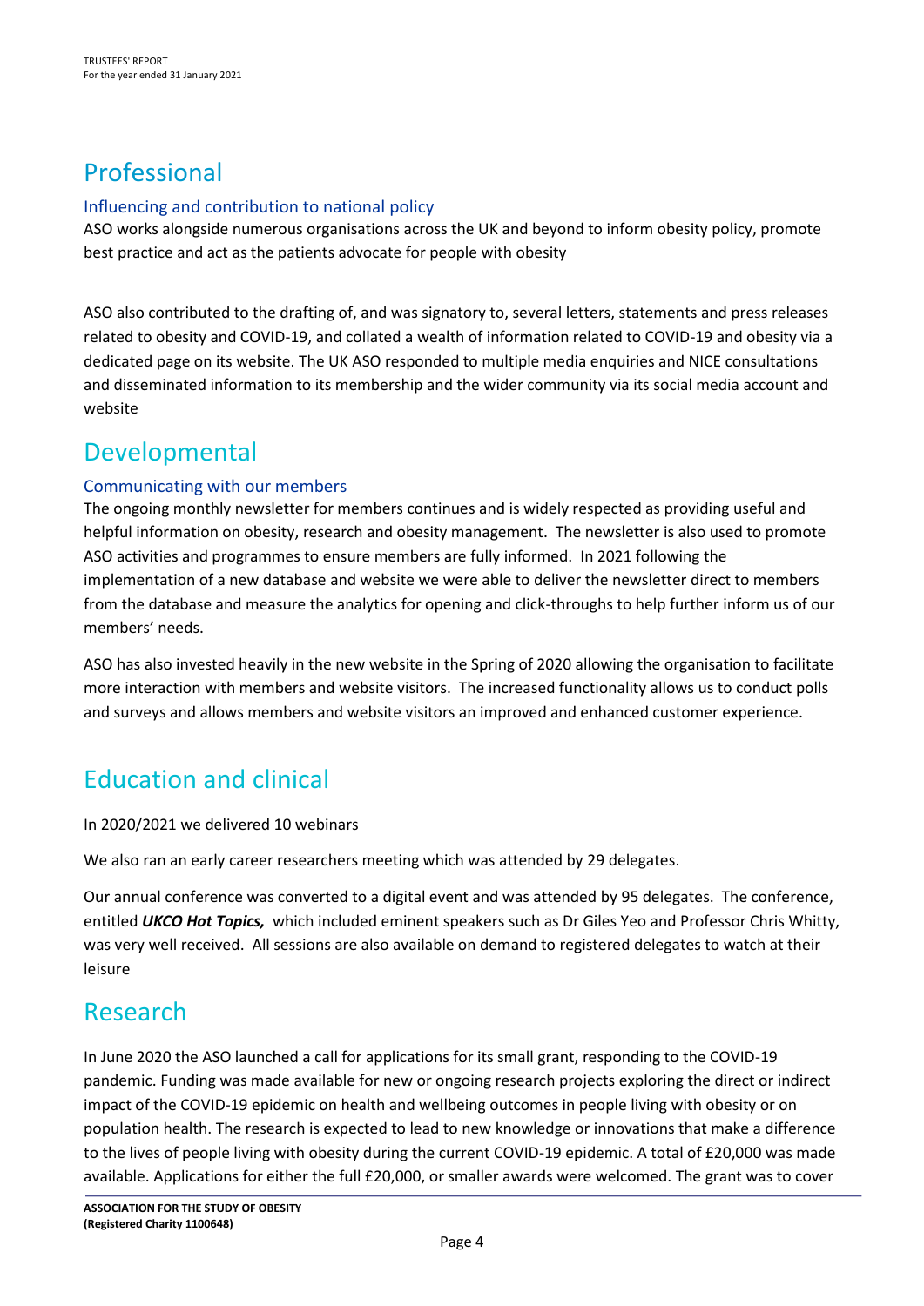# Professional

### Influencing and contribution to national policy

ASO works alongside numerous organisations across the UK and beyond to inform obesity policy, promote best practice and act as the patients advocate for people with obesity

ASO also contributed to the drafting of, and was signatory to, several letters, statements and press releases related to obesity and COVID-19, and collated a wealth of information related to COVID-19 and obesity via a dedicated page on its website. The UK ASO responded to multiple media enquiries and NICE consultations and disseminated information to its membership and the wider community via its social media account and website

# Developmental

### Communicating with our members

The ongoing monthly newsletter for members continues and is widely respected as providing useful and helpful information on obesity, research and obesity management. The newsletter is also used to promote ASO activities and programmes to ensure members are fully informed. In 2021 following the implementation of a new database and website we were able to deliver the newsletter direct to members from the database and measure the analytics for opening and click-throughs to help further inform us of our members' needs.

ASO has also invested heavily in the new website in the Spring of 2020 allowing the organisation to facilitate more interaction with members and website visitors. The increased functionality allows us to conduct polls and surveys and allows members and website visitors an improved and enhanced customer experience.

# Education and clinical

In 2020/2021 we delivered 10 webinars

We also ran an early career researchers meeting which was attended by 29 delegates.

Our annual conference was converted to a digital event and was attended by 95 delegates. The conference, entitled ***UKCO Hot Topics,*** which included eminent speakers such as Dr Giles Yeo and Professor Chris Whitty, was very well received. All sessions are also available on demand to registered delegates to watch at their leisure

# Research

In June 2020 the ASO launched a call for applications for its small grant, responding to the COVID-19 pandemic. Funding was made available for new or ongoing research projects exploring the direct or indirect impact of the COVID-19 epidemic on health and wellbeing outcomes in people living with obesity or on population health. The research is expected to lead to new knowledge or innovations that make a difference to the lives of people living with obesity during the current COVID-19 epidemic. A total of £20,000 was made available. Applications for either the full £20,000, or smaller awards were welcomed. The grant was to cover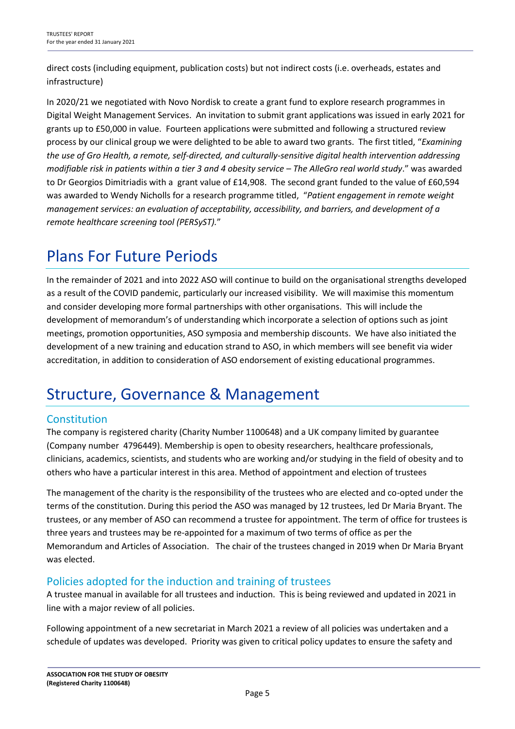direct costs (including equipment, publication costs) but not indirect costs (i.e. overheads, estates and infrastructure)

In 2020/21 we negotiated with Novo Nordisk to create a grant fund to explore research programmes in Digital Weight Management Services. An invitation to submit grant applications was issued in early 2021 for grants up to £50,000 in value. Fourteen applications were submitted and following a structured review process by our clinical group we were delighted to be able to award two grants. The first titled, "*Examining the use of Gro Health, a remote, self-directed, and culturally-sensitive digital health intervention addressing modifiable risk in patients within a tier 3 and 4 obesity service – The AlleGro real world study*." was awarded to Dr Georgios Dimitriadis with a grant value of £14,908. The second grant funded to the value of £60,594 was awarded to Wendy Nicholls for a research programme titled, "*Patient engagement in remote weight management services: an evaluation of acceptability, accessibility, and barriers, and development of a remote healthcare screening tool (PERSyST).*"

# Plans For Future Periods

In the remainder of 2021 and into 2022 ASO will continue to build on the organisational strengths developed as a result of the COVID pandemic, particularly our increased visibility. We will maximise this momentum and consider developing more formal partnerships with other organisations. This will include the development of memorandum's of understanding which incorporate a selection of options such as joint meetings, promotion opportunities, ASO symposia and membership discounts. We have also initiated the development of a new training and education strand to ASO, in which members will see benefit via wider accreditation, in addition to consideration of ASO endorsement of existing educational programmes.

# Structure, Governance & Management

## Constitution

The company is registered charity (Charity Number 1100648) and a UK company limited by guarantee (Company number 4796449). Membership is open to obesity researchers, healthcare professionals, clinicians, academics, scientists, and students who are working and/or studying in the field of obesity and to others who have a particular interest in this area. Method of appointment and election of trustees

The management of the charity is the responsibility of the trustees who are elected and co-opted under the terms of the constitution. During this period the ASO was managed by 12 trustees, led Dr Maria Bryant. The trustees, or any member of ASO can recommend a trustee for appointment. The term of office for trustees is three years and trustees may be re-appointed for a maximum of two terms of office as per the Memorandum and Articles of Association. The chair of the trustees changed in 2019 when Dr Maria Bryant was elected.

## Policies adopted for the induction and training of trustees

A trustee manual in available for all trustees and induction. This is being reviewed and updated in 2021 in line with a major review of all policies.

Following appointment of a new secretariat in March 2021 a review of all policies was undertaken and a schedule of updates was developed. Priority was given to critical policy updates to ensure the safety and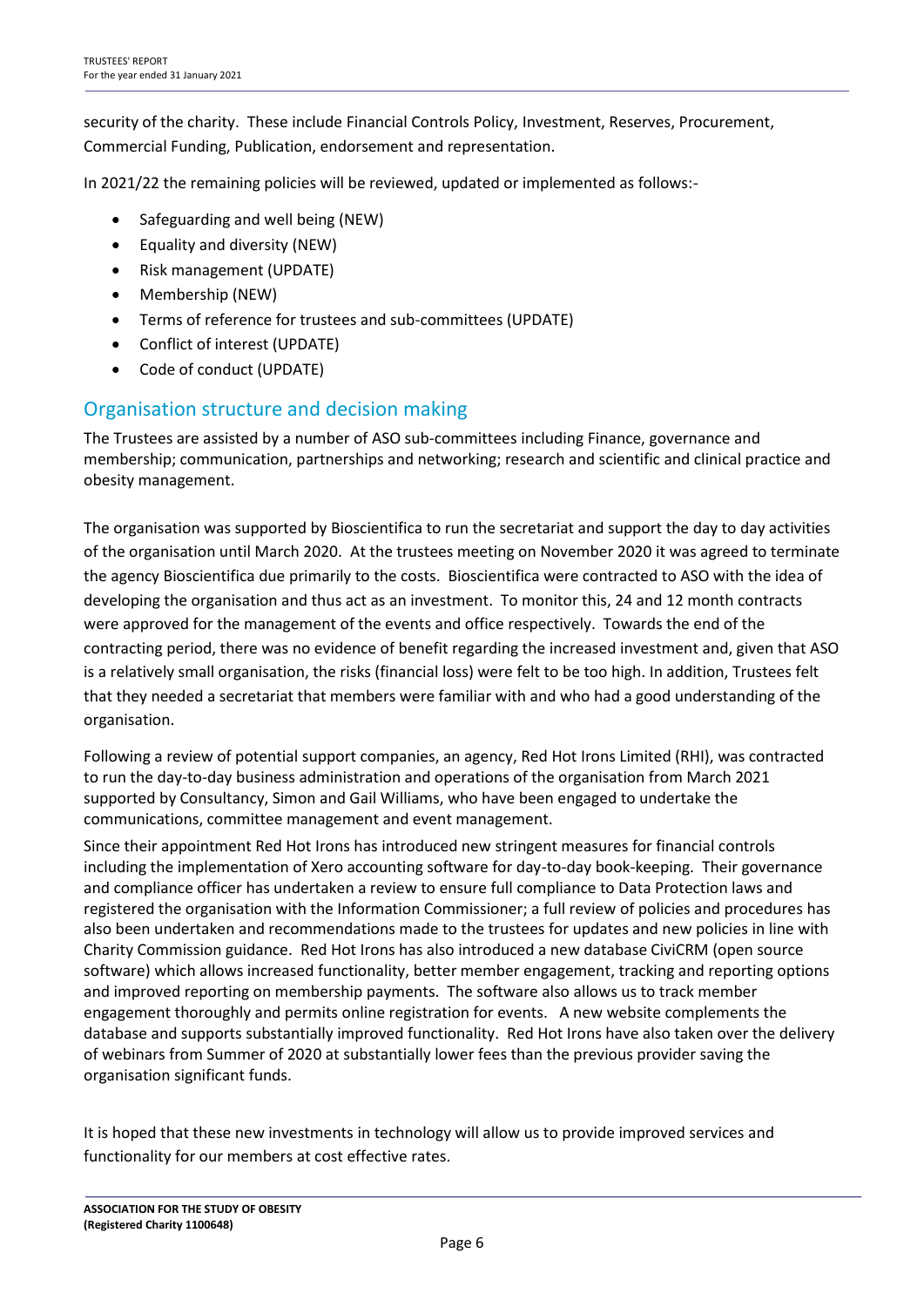security of the charity. These include Financial Controls Policy, Investment, Reserves, Procurement, Commercial Funding, Publication, endorsement and representation.

In 2021/22 the remaining policies will be reviewed, updated or implemented as follows:-

- Safeguarding and well being (NEW)
- Equality and diversity (NEW)
- Risk management (UPDATE)
- Membership (NEW)
- Terms of reference for trustees and sub-committees (UPDATE)
- Conflict of interest (UPDATE)
- Code of conduct (UPDATE)

## Organisation structure and decision making

The Trustees are assisted by a number of ASO sub-committees including Finance, governance and membership; communication, partnerships and networking; research and scientific and clinical practice and obesity management.

The organisation was supported by Bioscientifica to run the secretariat and support the day to day activities of the organisation until March 2020. At the trustees meeting on November 2020 it was agreed to terminate the agency Bioscientifica due primarily to the costs. Bioscientifica were contracted to ASO with the idea of developing the organisation and thus act as an investment. To monitor this, 24 and 12 month contracts were approved for the management of the events and office respectively. Towards the end of the contracting period, there was no evidence of benefit regarding the increased investment and, given that ASO is a relatively small organisation, the risks (financial loss) were felt to be too high. In addition, Trustees felt that they needed a secretariat that members were familiar with and who had a good understanding of the organisation.

Following a review of potential support companies, an agency, Red Hot Irons Limited (RHI), was contracted to run the day-to-day business administration and operations of the organisation from March 2021 supported by Consultancy, Simon and Gail Williams, who have been engaged to undertake the communications, committee management and event management.

Since their appointment Red Hot Irons has introduced new stringent measures for financial controls including the implementation of Xero accounting software for day-to-day book-keeping. Their governance and compliance officer has undertaken a review to ensure full compliance to Data Protection laws and registered the organisation with the Information Commissioner; a full review of policies and procedures has also been undertaken and recommendations made to the trustees for updates and new policies in line with Charity Commission guidance. Red Hot Irons has also introduced a new database CiviCRM (open source software) which allows increased functionality, better member engagement, tracking and reporting options and improved reporting on membership payments. The software also allows us to track member engagement thoroughly and permits online registration for events. A new website complements the database and supports substantially improved functionality. Red Hot Irons have also taken over the delivery of webinars from Summer of 2020 at substantially lower fees than the previous provider saving the organisation significant funds.

It is hoped that these new investments in technology will allow us to provide improved services and functionality for our members at cost effective rates.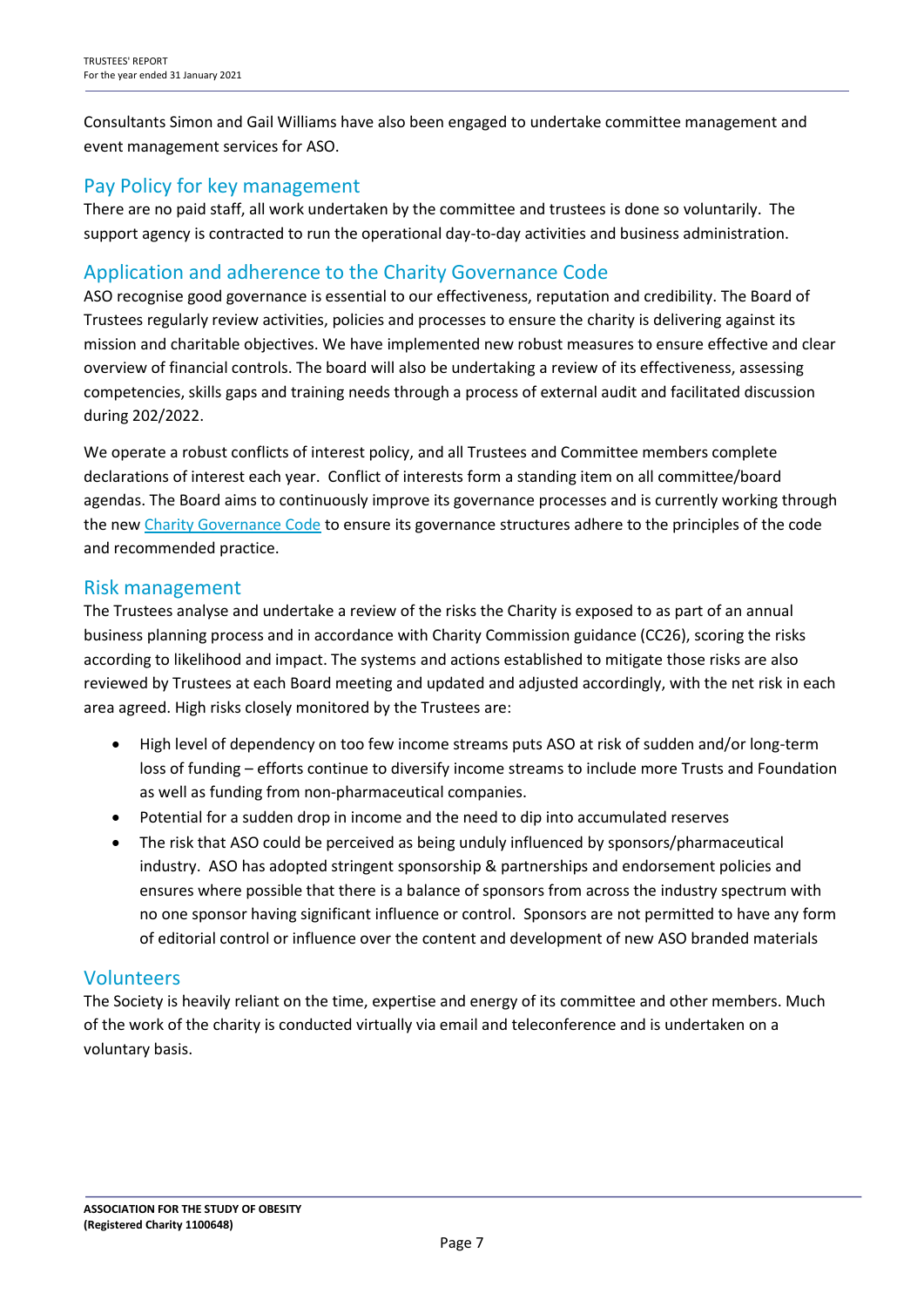Consultants Simon and Gail Williams have also been engaged to undertake committee management and event management services for ASO.

## Pay Policy for key management

There are no paid staff, all work undertaken by the committee and trustees is done so voluntarily. The support agency is contracted to run the operational day-to-day activities and business administration.

## Application and adherence to the Charity Governance Code

ASO recognise good governance is essential to our effectiveness, reputation and credibility. The Board of Trustees regularly review activities, policies and processes to ensure the charity is delivering against its mission and charitable objectives. We have implemented new robust measures to ensure effective and clear overview of financial controls. The board will also be undertaking a review of its effectiveness, assessing competencies, skills gaps and training needs through a process of external audit and facilitated discussion during 202/2022.

We operate a robust conflicts of interest policy, and all Trustees and Committee members complete declarations of interest each year. Conflict of interests form a standing item on all committee/board agendas. The Board aims to continuously improve its governance processes and is currently working through the new [Charity Governance Code] to ensure its governance structures adhere to the principles of the code and recommended practice.

## Risk management

The Trustees analyse and undertake a review of the risks the Charity is exposed to as part of an annual business planning process and in accordance with Charity Commission guidance (CC26), scoring the risks according to likelihood and impact. The systems and actions established to mitigate those risks are also reviewed by Trustees at each Board meeting and updated and adjusted accordingly, with the net risk in each area agreed. High risks closely monitored by the Trustees are:

- High level of dependency on too few income streams puts ASO at risk of sudden and/or long-term loss of funding – efforts continue to diversify income streams to include more Trusts and Foundation as well as funding from non-pharmaceutical companies.
- Potential for a sudden drop in income and the need to dip into accumulated reserves
- The risk that ASO could be perceived as being unduly influenced by sponsors/pharmaceutical industry. ASO has adopted stringent sponsorship & partnerships and endorsement policies and ensures where possible that there is a balance of sponsors from across the industry spectrum with no one sponsor having significant influence or control. Sponsors are not permitted to have any form of editorial control or influence over the content and development of new ASO branded materials

## Volunteers

The Society is heavily reliant on the time, expertise and energy of its committee and other members. Much of the work of the charity is conducted virtually via email and teleconference and is undertaken on a voluntary basis.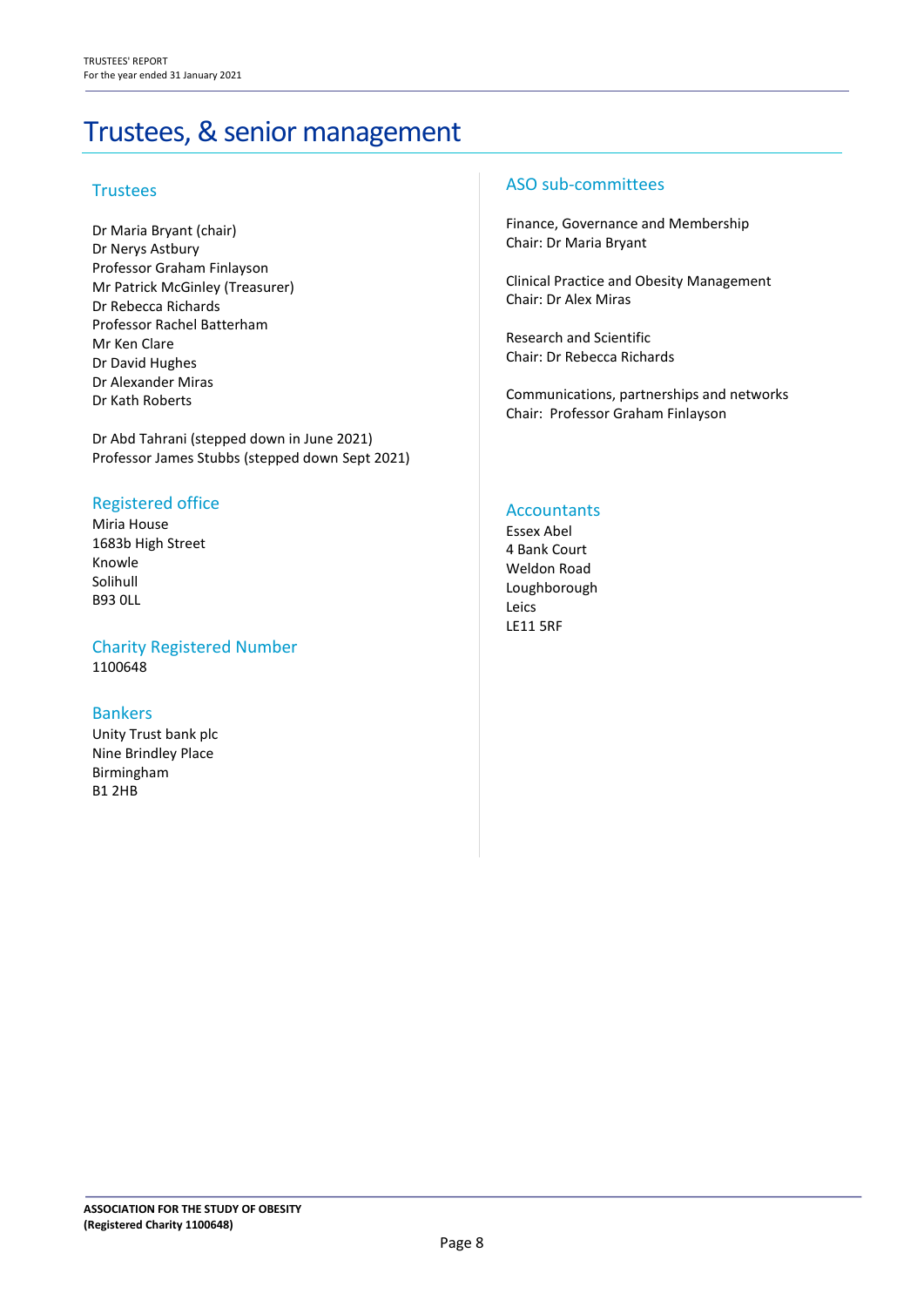# Trustees, & senior management

## Trustees

Dr Maria Bryant (chair)
Dr Nerys Astbury
Professor Graham Finlayson
Mr Patrick McGinley (Treasurer)
Dr Rebecca Richards
Professor Rachel Batterham
Mr Ken Clare
Dr David Hughes
Dr Alexander Miras
Dr Kath Roberts

Dr Abd Tahrani (stepped down in June 2021)
Professor James Stubbs (stepped down Sept 2021)

## Registered office

Miria House
1683b High Street
Knowle
Solihull
B93 0LL

## Charity Registered Number

1100648

## Bankers

Unity Trust bank plc
Nine Brindley Place
Birmingham
B1 2HB

## ASO sub-committees

Finance, Governance and Membership
Chair: Dr Maria Bryant

Clinical Practice and Obesity Management
Chair: Dr Alex Miras

Research and Scientific
Chair: Dr Rebecca Richards

Communications, partnerships and networks
Chair: Professor Graham Finlayson

## Accountants

Essex Abel
4 Bank Court
Weldon Road
Loughborough
Leics
LE11 5RF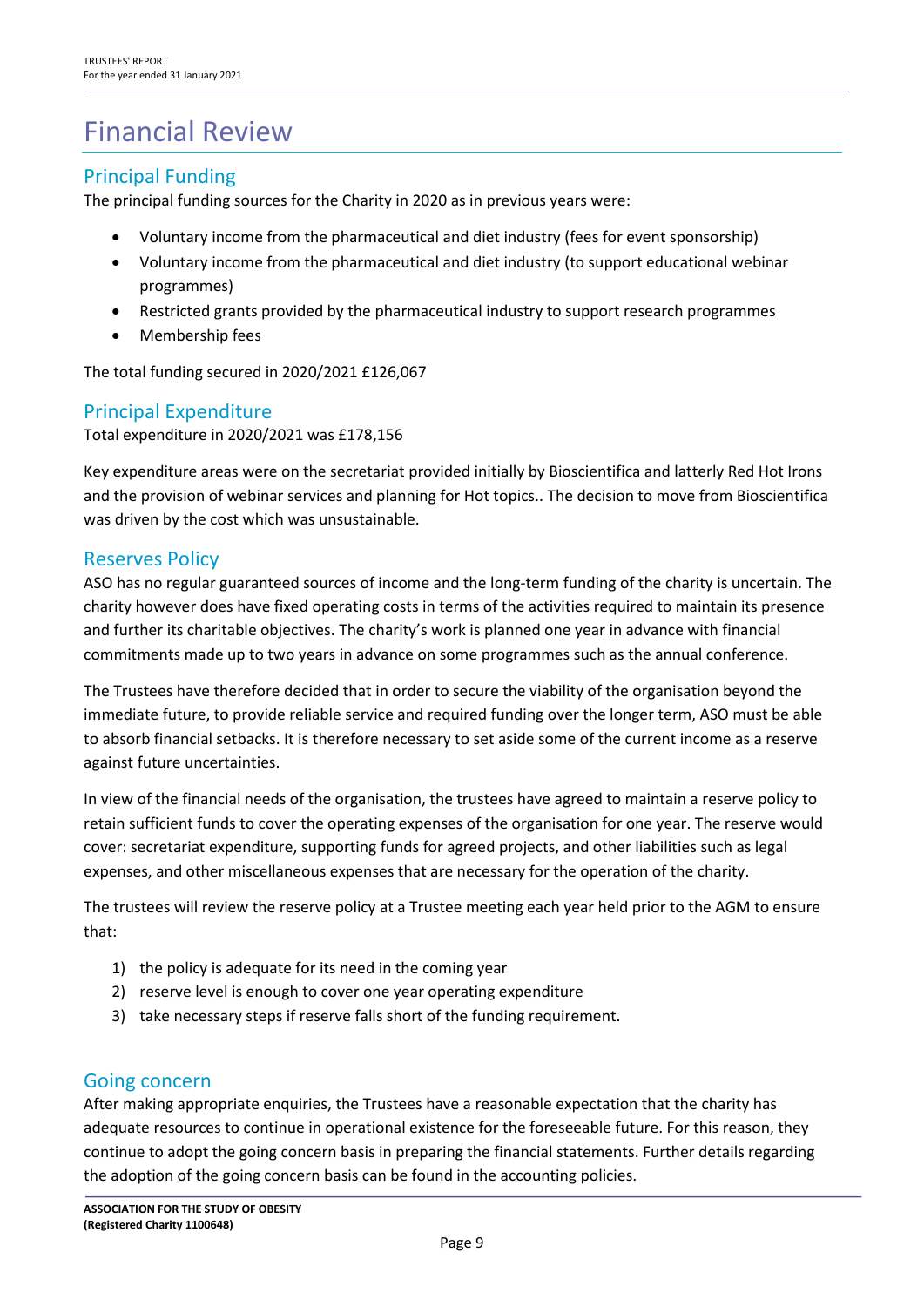# Financial Review

## Principal Funding

The principal funding sources for the Charity in 2020 as in previous years were:

- Voluntary income from the pharmaceutical and diet industry (fees for event sponsorship)
- Voluntary income from the pharmaceutical and diet industry (to support educational webinar programmes)
- Restricted grants provided by the pharmaceutical industry to support research programmes
- Membership fees

The total funding secured in 2020/2021 £126,067

## Principal Expenditure

Total expenditure in 2020/2021 was £178,156

Key expenditure areas were on the secretariat provided initially by Bioscientifica and latterly Red Hot Irons and the provision of webinar services and planning for Hot topics.. The decision to move from Bioscientifica was driven by the cost which was unsustainable.

## Reserves Policy

ASO has no regular guaranteed sources of income and the long-term funding of the charity is uncertain. The charity however does have fixed operating costs in terms of the activities required to maintain its presence and further its charitable objectives. The charity's work is planned one year in advance with financial commitments made up to two years in advance on some programmes such as the annual conference.

The Trustees have therefore decided that in order to secure the viability of the organisation beyond the immediate future, to provide reliable service and required funding over the longer term, ASO must be able to absorb financial setbacks. It is therefore necessary to set aside some of the current income as a reserve against future uncertainties.

In view of the financial needs of the organisation, the trustees have agreed to maintain a reserve policy to retain sufficient funds to cover the operating expenses of the organisation for one year. The reserve would cover: secretariat expenditure, supporting funds for agreed projects, and other liabilities such as legal expenses, and other miscellaneous expenses that are necessary for the operation of the charity.

The trustees will review the reserve policy at a Trustee meeting each year held prior to the AGM to ensure that:

1) the policy is adequate for its need in the coming year
2) reserve level is enough to cover one year operating expenditure
3) take necessary steps if reserve falls short of the funding requirement.

## Going concern

After making appropriate enquiries, the Trustees have a reasonable expectation that the charity has adequate resources to continue in operational existence for the foreseeable future. For this reason, they continue to adopt the going concern basis in preparing the financial statements. Further details regarding the adoption of the going concern basis can be found in the accounting policies.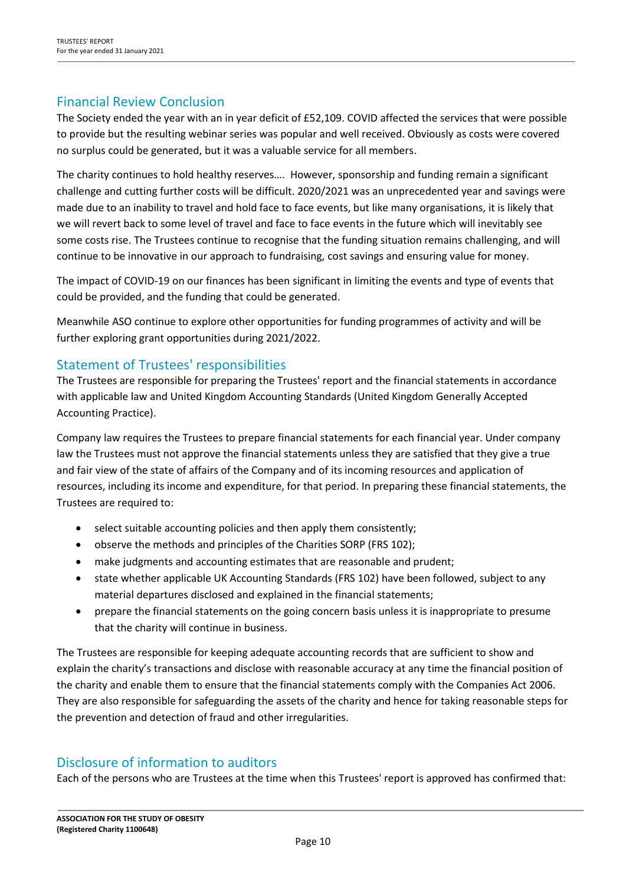## Financial Review Conclusion

The Society ended the year with an in year deficit of £52,109. COVID affected the services that were possible to provide but the resulting webinar series was popular and well received. Obviously as costs were covered no surplus could be generated, but it was a valuable service for all members.

The charity continues to hold healthy reserves…. However, sponsorship and funding remain a significant challenge and cutting further costs will be difficult. 2020/2021 was an unprecedented year and savings were made due to an inability to travel and hold face to face events, but like many organisations, it is likely that we will revert back to some level of travel and face to face events in the future which will inevitably see some costs rise. The Trustees continue to recognise that the funding situation remains challenging, and will continue to be innovative in our approach to fundraising, cost savings and ensuring value for money.

The impact of COVID-19 on our finances has been significant in limiting the events and type of events that could be provided, and the funding that could be generated.

Meanwhile ASO continue to explore other opportunities for funding programmes of activity and will be further exploring grant opportunities during 2021/2022.

## Statement of Trustees' responsibilities

The Trustees are responsible for preparing the Trustees' report and the financial statements in accordance with applicable law and United Kingdom Accounting Standards (United Kingdom Generally Accepted Accounting Practice).

Company law requires the Trustees to prepare financial statements for each financial year. Under company law the Trustees must not approve the financial statements unless they are satisfied that they give a true and fair view of the state of affairs of the Company and of its incoming resources and application of resources, including its income and expenditure, for that period. In preparing these financial statements, the Trustees are required to:

- select suitable accounting policies and then apply them consistently;
- observe the methods and principles of the Charities SORP (FRS 102);
- make judgments and accounting estimates that are reasonable and prudent;
- state whether applicable UK Accounting Standards (FRS 102) have been followed, subject to any material departures disclosed and explained in the financial statements;
- prepare the financial statements on the going concern basis unless it is inappropriate to presume that the charity will continue in business.

The Trustees are responsible for keeping adequate accounting records that are sufficient to show and explain the charity's transactions and disclose with reasonable accuracy at any time the financial position of the charity and enable them to ensure that the financial statements comply with the Companies Act 2006. They are also responsible for safeguarding the assets of the charity and hence for taking reasonable steps for the prevention and detection of fraud and other irregularities.

## Disclosure of information to auditors

Each of the persons who are Trustees at the time when this Trustees' report is approved has confirmed that: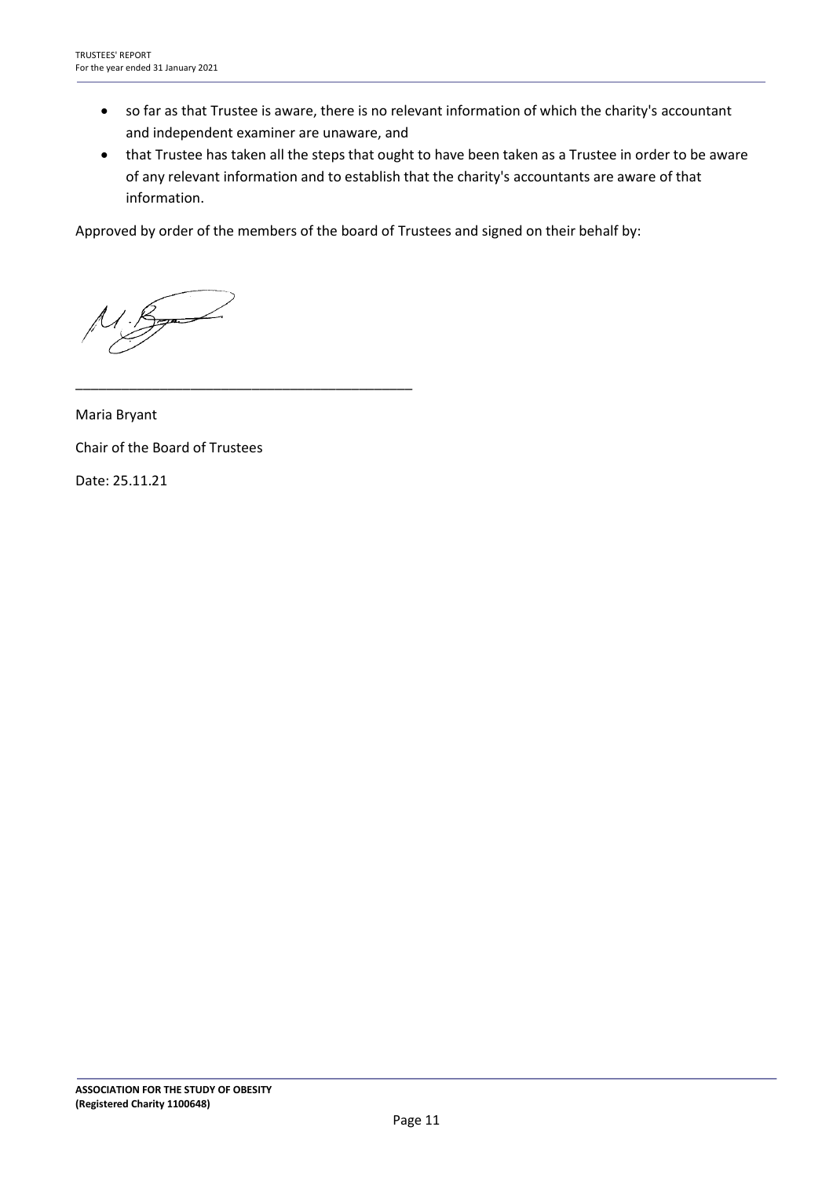- so far as that Trustee is aware, there is no relevant information of which the charity's accountant and independent examiner are unaware, and
- that Trustee has taken all the steps that ought to have been taken as a Trustee in order to be aware of any relevant information and to establish that the charity's accountants are aware of that information.

Approved by order of the members of the board of Trustees and signed on their behalf by:

\_\_\_\_\_\_\_\_\_\_\_\_\_\_\_\_\_\_\_\_\_\_\_\_\_\_\_\_\_\_\_\_\_\_\_\_\_\_\_\_\_\_\_\_

Maria Bryant

Chair of the Board of Trustees

Date: 25.11.21